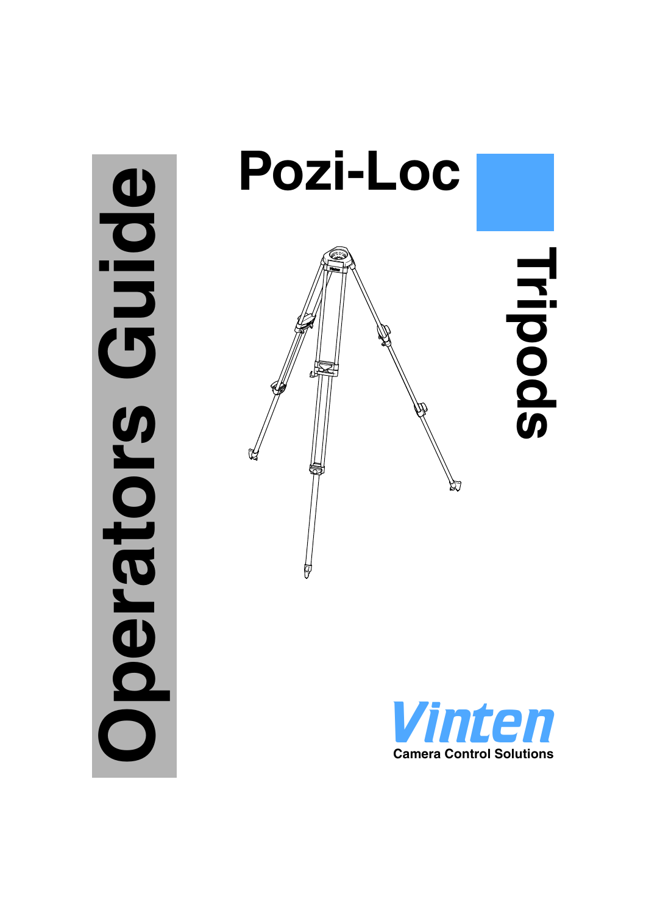# Pozi-Loc

## Tripods

## Operators Guide

Vinten

Camera Control Solutions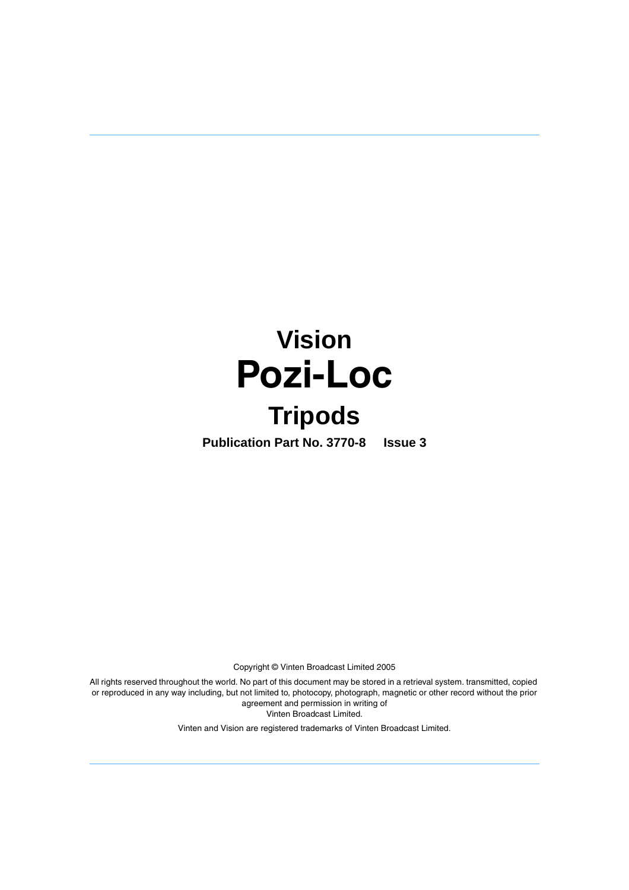# Vision
# Pozi-Loc
## Tripods

**Publication Part No. 3770-8 Issue 3**

Copyright © Vinten Broadcast Limited 2005

All rights reserved throughout the world. No part of this document may be stored in a retrieval system. transmitted, copied or reproduced in any way including, but not limited to, photocopy, photograph, magnetic or other record without the prior agreement and permission in writing of
Vinten Broadcast Limited.

Vinten and Vision are registered trademarks of Vinten Broadcast Limited.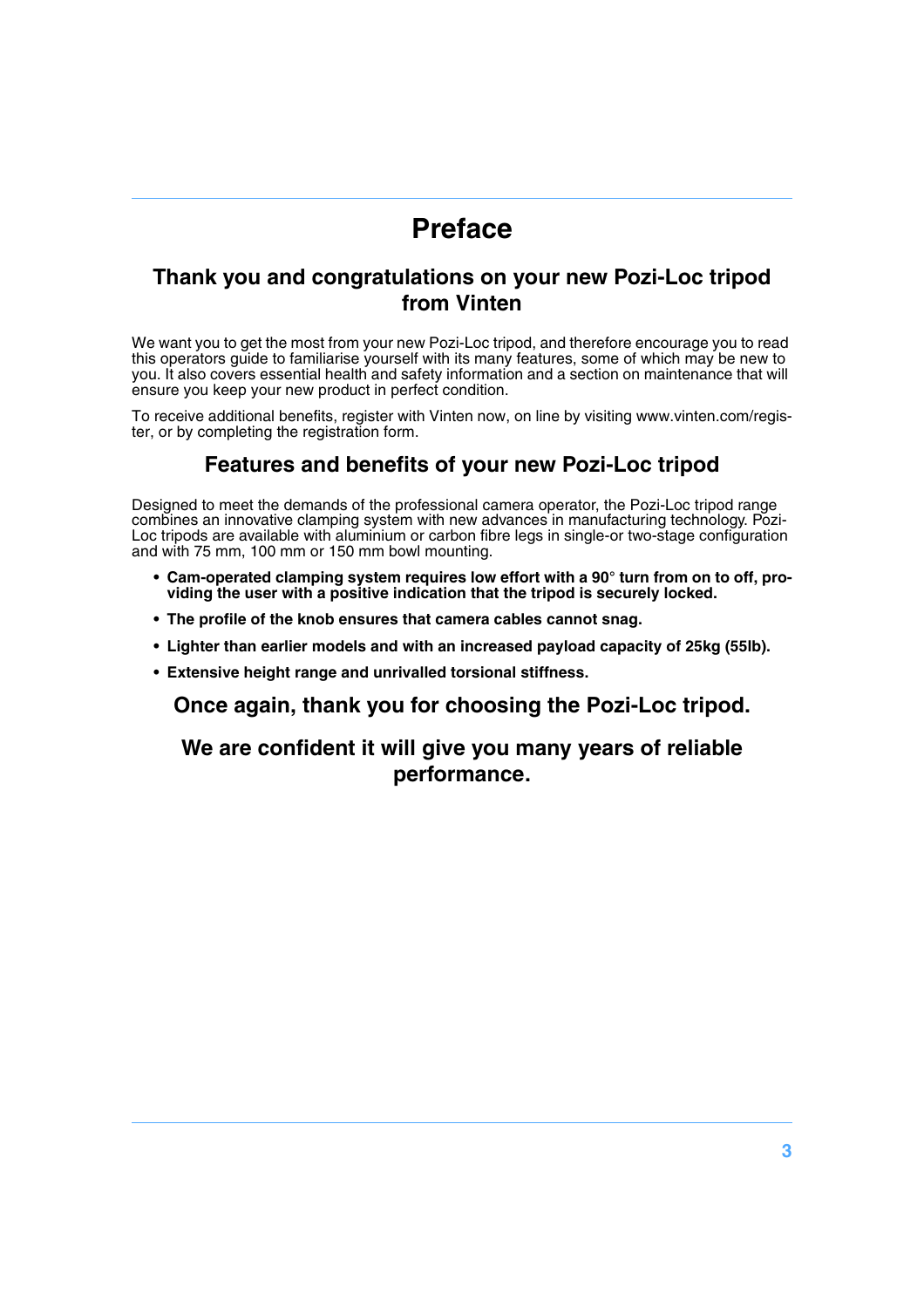# Preface

## Thank you and congratulations on your new Pozi-Loc tripod from Vinten

We want you to get the most from your new Pozi-Loc tripod, and therefore encourage you to read this operators guide to familiarise yourself with its many features, some of which may be new to you. It also covers essential health and safety information and a section on maintenance that will ensure you keep your new product in perfect condition.

To receive additional benefits, register with Vinten now, on line by visiting www.vinten.com/register, or by completing the registration form.

## Features and benefits of your new Pozi-Loc tripod

Designed to meet the demands of the professional camera operator, the Pozi-Loc tripod range combines an innovative clamping system with new advances in manufacturing technology. Pozi-Loc tripods are available with aluminium or carbon fibre legs in single-or two-stage configuration and with 75 mm, 100 mm or 150 mm bowl mounting.

- **Cam-operated clamping system requires low effort with a 90° turn from on to off, providing the user with a positive indication that the tripod is securely locked.**
- **The profile of the knob ensures that camera cables cannot snag.**
- **Lighter than earlier models and with an increased payload capacity of 25kg (55lb).**
- **Extensive height range and unrivalled torsional stiffness.**

## Once again, thank you for choosing the Pozi-Loc tripod.

## We are confident it will give you many years of reliable performance.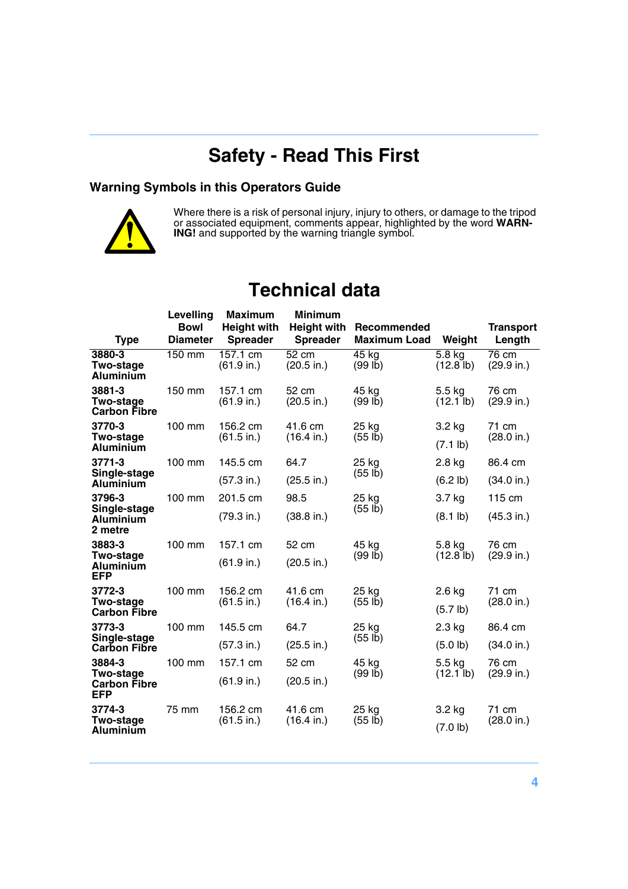# Safety - Read This First

## Warning Symbols in this Operators Guide

Where there is a risk of personal injury, injury to others, or damage to the tripod or associated equipment, comments appear, highlighted by the word **WARNING!** and supported by the warning triangle symbol.

# Technical data

| Type | Levelling Bowl Diameter | Maximum Height with Spreader | Minimum Height with Spreader | Recommended Maximum Load | Weight | Transport Length |
|---|---|---|---|---|---|---|
| **3880-3 Two-stage Aluminium** | 150 mm | 157.1 cm (61.9 in.) | 52 cm (20.5 in.) | 45 kg (99 lb) | 5.8 kg (12.8 lb) | 76 cm (29.9 in.) |
| **3881-3 Two-stage Carbon Fibre** | 150 mm | 157.1 cm (61.9 in.) | 52 cm (20.5 in.) | 45 kg (99 lb) | 5.5 kg (12.1 lb) | 76 cm (29.9 in.) |
| **3770-3 Two-stage Aluminium** | 100 mm | 156.2 cm (61.5 in.) | 41.6 cm (16.4 in.) | 25 kg (55 lb) | 3.2 kg (7.1 lb) | 71 cm (28.0 in.) |
| **3771-3 Single-stage Aluminium** | 100 mm | 145.5 cm (57.3 in.) | 64.7 (25.5 in.) | 25 kg (55 lb) | 2.8 kg (6.2 lb) | 86.4 cm (34.0 in.) |
| **3796-3 Single-stage Aluminium 2 metre** | 100 mm | 201.5 cm (79.3 in.) | 98.5 (38.8 in.) | 25 kg (55 lb) | 3.7 kg (8.1 lb) | 115 cm (45.3 in.) |
| **3883-3 Two-stage Aluminium EFP** | 100 mm | 157.1 cm (61.9 in.) | 52 cm (20.5 in.) | 45 kg (99 lb) | 5.8 kg (12.8 lb) | 76 cm (29.9 in.) |
| **3772-3 Two-stage Carbon Fibre** | 100 mm | 156.2 cm (61.5 in.) | 41.6 cm (16.4 in.) | 25 kg (55 lb) | 2.6 kg (5.7 lb) | 71 cm (28.0 in.) |
| **3773-3 Single-stage Carbon Fibre** | 100 mm | 145.5 cm (57.3 in.) | 64.7 (25.5 in.) | 25 kg (55 lb) | 2.3 kg (5.0 lb) | 86.4 cm (34.0 in.) |
| **3884-3 Two-stage Carbon Fibre EFP** | 100 mm | 157.1 cm (61.9 in.) | 52 cm (20.5 in.) | 45 kg (99 lb) | 5.5 kg (12.1 lb) | 76 cm (29.9 in.) |
| **3774-3 Two-stage Aluminium** | 75 mm | 156.2 cm (61.5 in.) | 41.6 cm (16.4 in.) | 25 kg (55 lb) | 3.2 kg (7.0 lb) | 71 cm (28.0 in.) |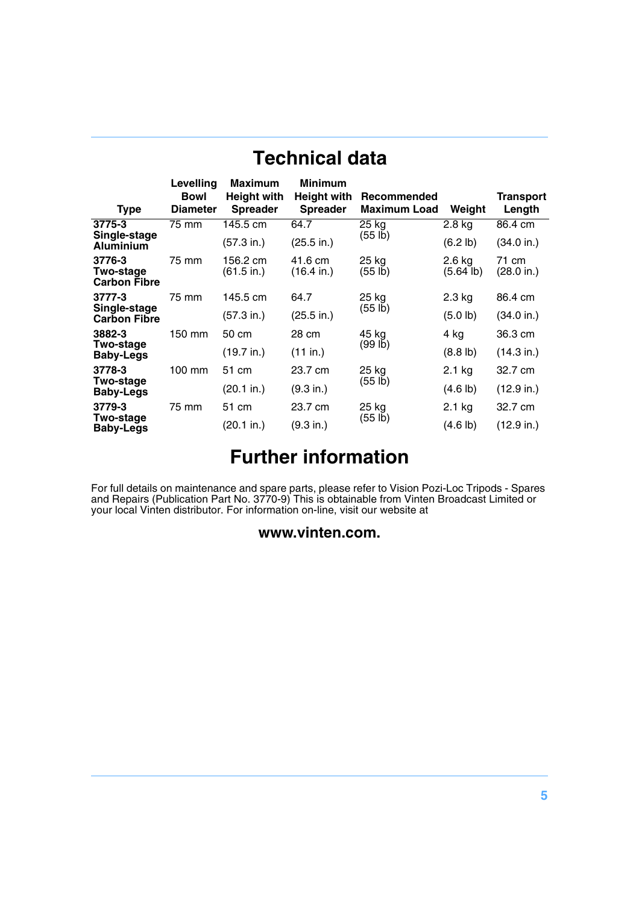# Technical data

| Type | Levelling Bowl Diameter | Maximum Height with Spreader | Minimum Height with Spreader | Recommended Maximum Load | Weight | Transport Length |
|---|---|---|---|---|---|---|
| **3775-3 Single-stage Aluminium** | 75 mm | 145.5 cm (57.3 in.) | 64.7 (25.5 in.) | 25 kg (55 lb) | 2.8 kg (6.2 lb) | 86.4 cm (34.0 in.) |
| **3776-3 Two-stage Carbon Fibre** | 75 mm | 156.2 cm (61.5 in.) | 41.6 cm (16.4 in.) | 25 kg (55 lb) | 2.6 kg (5.64 lb) | 71 cm (28.0 in.) |
| **3777-3 Single-stage Carbon Fibre** | 75 mm | 145.5 cm (57.3 in.) | 64.7 (25.5 in.) | 25 kg (55 lb) | 2.3 kg (5.0 lb) | 86.4 cm (34.0 in.) |
| **3882-3 Two-stage Baby-Legs** | 150 mm | 50 cm (19.7 in.) | 28 cm (11 in.) | 45 kg (99 lb) | 4 kg (8.8 lb) | 36.3 cm (14.3 in.) |
| **3778-3 Two-stage Baby-Legs** | 100 mm | 51 cm (20.1 in.) | 23.7 cm (9.3 in.) | 25 kg (55 lb) | 2.1 kg (4.6 lb) | 32.7 cm (12.9 in.) |
| **3779-3 Two-stage Baby-Legs** | 75 mm | 51 cm (20.1 in.) | 23.7 cm (9.3 in.) | 25 kg (55 lb) | 2.1 kg (4.6 lb) | 32.7 cm (12.9 in.) |

# Further information

For full details on maintenance and spare parts, please refer to Vision Pozi-Loc Tripods - Spares and Repairs (Publication Part No. 3770-9) This is obtainable from Vinten Broadcast Limited or your local Vinten distributor. For information on-line, visit our website at

**www.vinten.com.**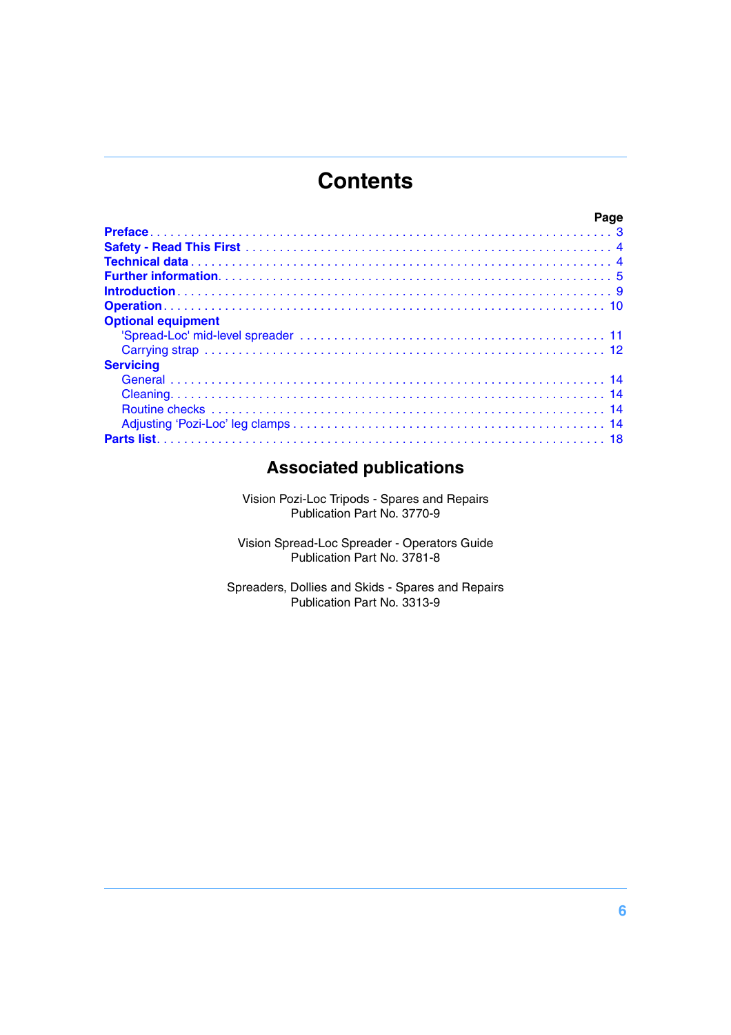# Contents

| | Page |
|---|---|
| **Preface** | 3 |
| **Safety - Read This First** | 4 |
| **Technical data** | 4 |
| **Further information** | 5 |
| **Introduction** | 9 |
| **Operation** | 10 |
| **Optional equipment** | |
| 'Spread-Loc' mid-level spreader | 11 |
| Carrying strap | 12 |
| **Servicing** | |
| General | 14 |
| Cleaning | 14 |
| Routine checks | 14 |
| Adjusting 'Pozi-Loc' leg clamps | 14 |
| **Parts list** | 18 |

## Associated publications

Vision Pozi-Loc Tripods - Spares and Repairs
Publication Part No. 3770-9

Vision Spread-Loc Spreader - Operators Guide
Publication Part No. 3781-8

Spreaders, Dollies and Skids - Spares and Repairs
Publication Part No. 3313-9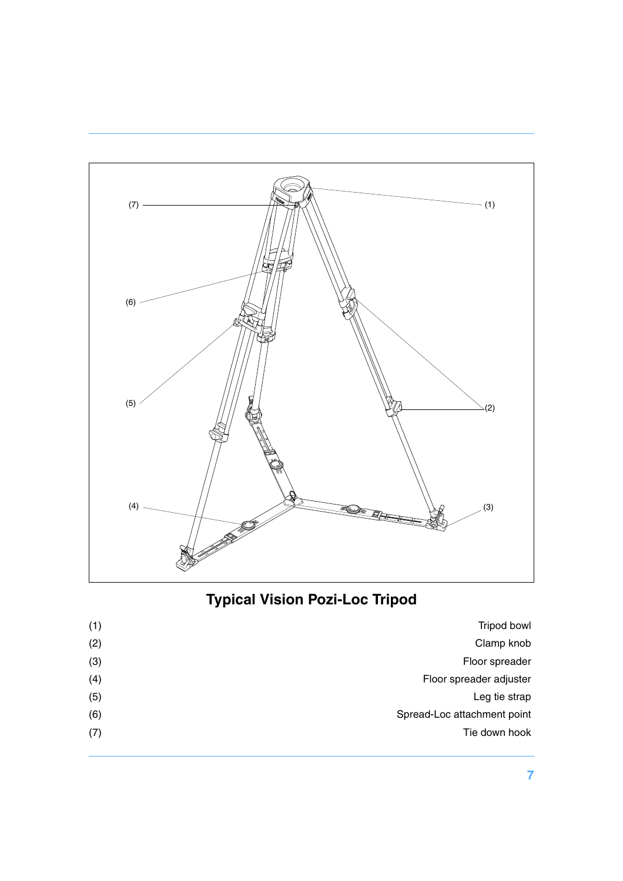## Typical Vision Pozi-Loc Tripod

| | |
|---|---|
| (1) | Tripod bowl |
| (2) | Clamp knob |
| (3) | Floor spreader |
| (4) | Floor spreader adjuster |
| (5) | Leg tie strap |
| (6) | Spread-Loc attachment point |
| (7) | Tie down hook |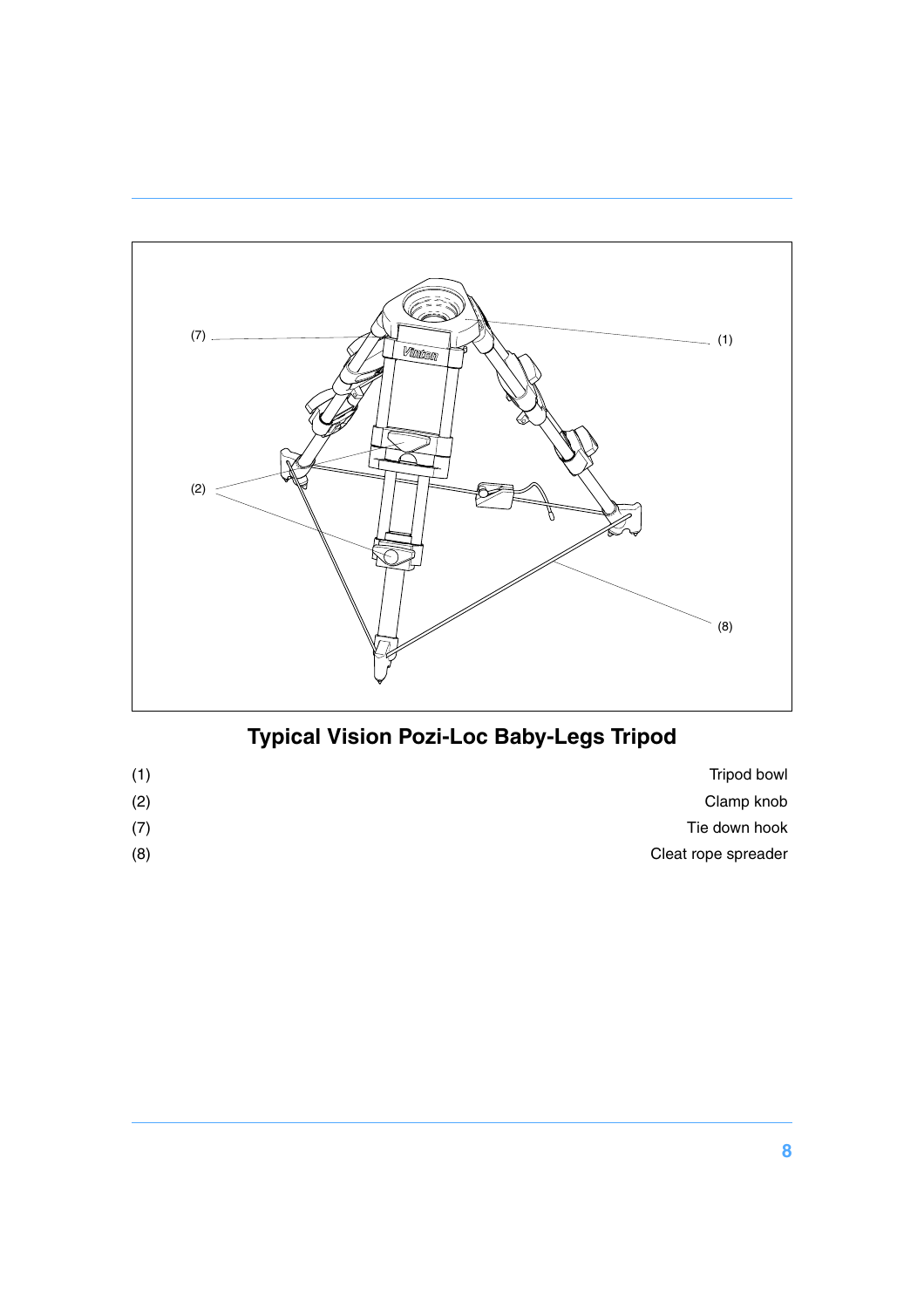## Typical Vision Pozi-Loc Baby-Legs Tripod

| | |
|---|---|
| (1) | Tripod bowl |
| (2) | Clamp knob |
| (7) | Tie down hook |
| (8) | Cleat rope spreader |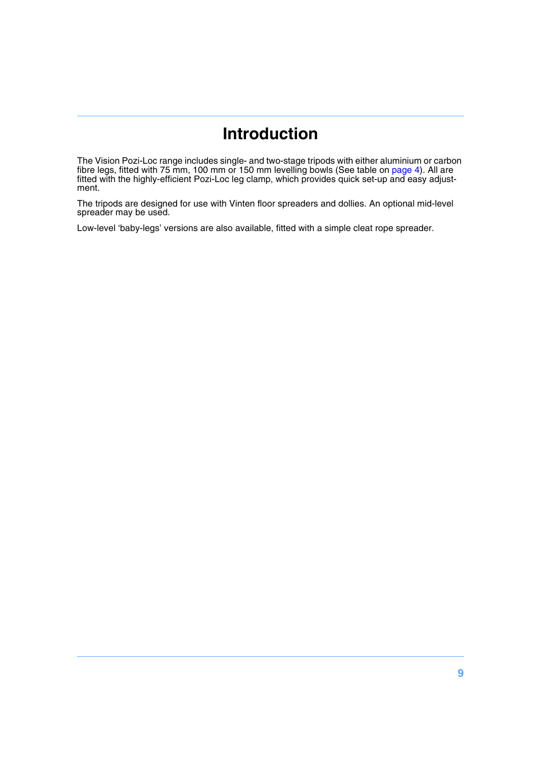# Introduction

The Vision Pozi-Loc range includes single- and two-stage tripods with either aluminium or carbon fibre legs, fitted with 75 mm, 100 mm or 150 mm levelling bowls (See table on page 4). All are fitted with the highly-efficient Pozi-Loc leg clamp, which provides quick set-up and easy adjustment.

The tripods are designed for use with Vinten floor spreaders and dollies. An optional mid-level spreader may be used.

Low-level 'baby-legs' versions are also available, fitted with a simple cleat rope spreader.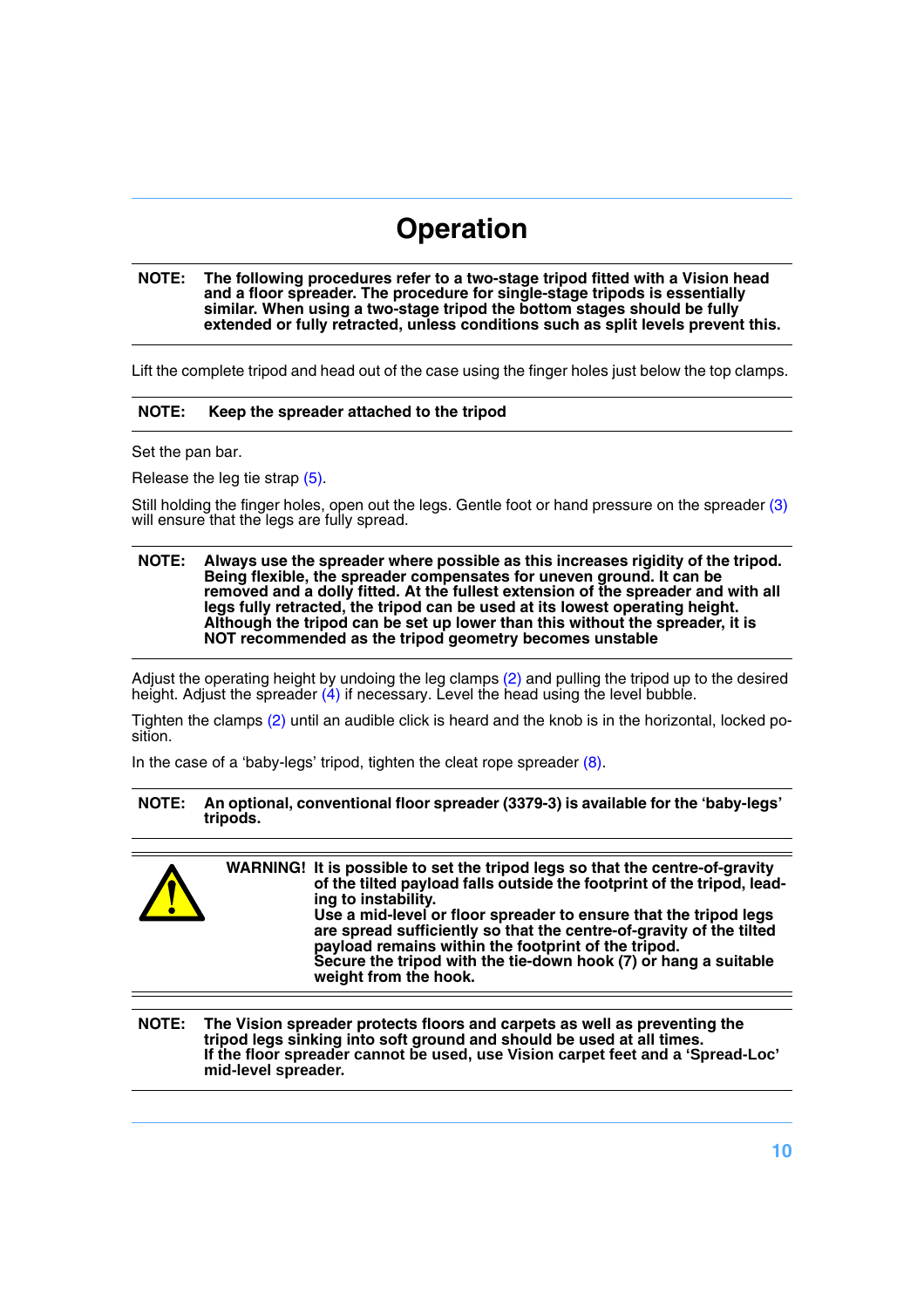# Operation

**NOTE: The following procedures refer to a two-stage tripod fitted with a Vision head and a floor spreader. The procedure for single-stage tripods is essentially similar. When using a two-stage tripod the bottom stages should be fully extended or fully retracted, unless conditions such as split levels prevent this.**

Lift the complete tripod and head out of the case using the finger holes just below the top clamps.

**NOTE: Keep the spreader attached to the tripod**

Set the pan bar.

Release the leg tie strap (5).

Still holding the finger holes, open out the legs. Gentle foot or hand pressure on the spreader (3) will ensure that the legs are fully spread.

**NOTE: Always use the spreader where possible as this increases rigidity of the tripod. Being flexible, the spreader compensates for uneven ground. It can be removed and a dolly fitted. At the fullest extension of the spreader and with all legs fully retracted, the tripod can be used at its lowest operating height. Although the tripod can be set up lower than this without the spreader, it is NOT recommended as the tripod geometry becomes unstable**

Adjust the operating height by undoing the leg clamps (2) and pulling the tripod up to the desired height. Adjust the spreader (4) if necessary. Level the head using the level bubble.

Tighten the clamps (2) until an audible click is heard and the knob is in the horizontal, locked position.

In the case of a 'baby-legs' tripod, tighten the cleat rope spreader (8).

**NOTE: An optional, conventional floor spreader (3379-3) is available for the 'baby-legs' tripods.**

**WARNING! It is possible to set the tripod legs so that the centre-of-gravity of the tilted payload falls outside the footprint of the tripod, leading to instability.**
**Use a mid-level or floor spreader to ensure that the tripod legs are spread sufficiently so that the centre-of-gravity of the tilted payload remains within the footprint of the tripod.**
**Secure the tripod with the tie-down hook (7) or hang a suitable weight from the hook.**

**NOTE: The Vision spreader protects floors and carpets as well as preventing the tripod legs sinking into soft ground and should be used at all times.**
**If the floor spreader cannot be used, use Vision carpet feet and a 'Spread-Loc' mid-level spreader.**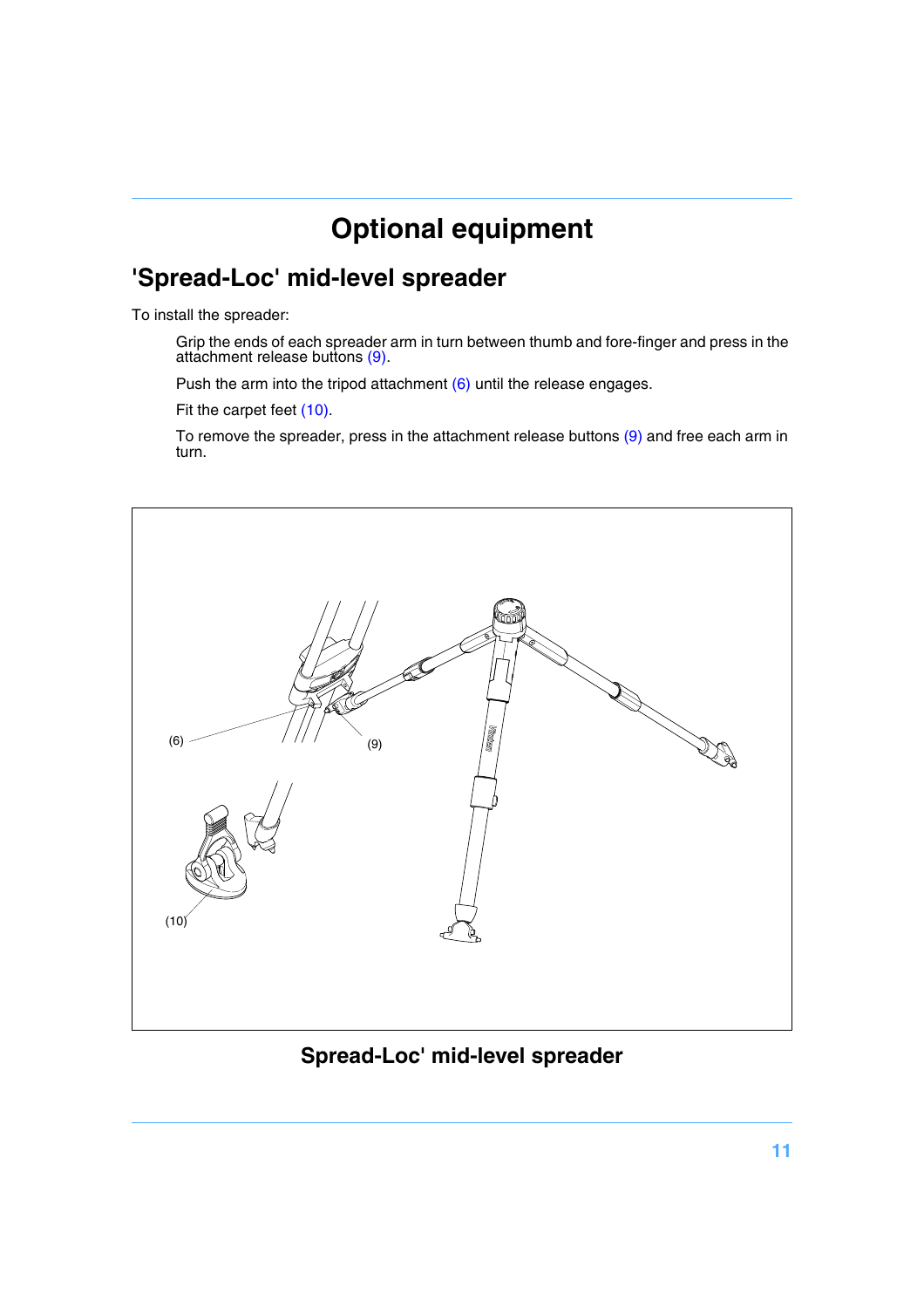# Optional equipment

## 'Spread-Loc' mid-level spreader

To install the spreader:

Grip the ends of each spreader arm in turn between thumb and fore-finger and press in the attachment release buttons (9).

Push the arm into the tripod attachment (6) until the release engages.

Fit the carpet feet (10).

To remove the spreader, press in the attachment release buttons (9) and free each arm in turn.

(6)

(9)

(10)

**Spread-Loc' mid-level spreader**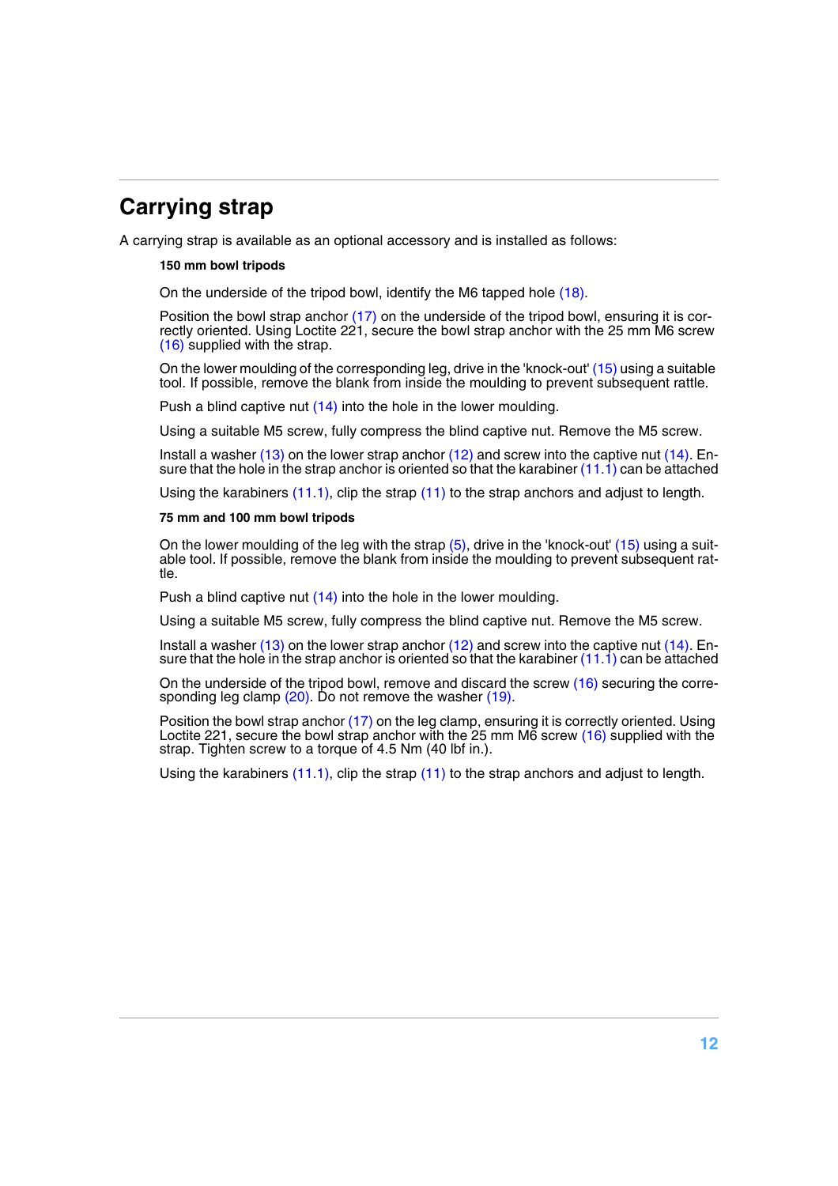## Carrying strap

A carrying strap is available as an optional accessory and is installed as follows:

**150 mm bowl tripods**

On the underside of the tripod bowl, identify the M6 tapped hole (18).

Position the bowl strap anchor (17) on the underside of the tripod bowl, ensuring it is correctly oriented. Using Loctite 221, secure the bowl strap anchor with the 25 mm M6 screw (16) supplied with the strap.

On the lower moulding of the corresponding leg, drive in the 'knock-out' (15) using a suitable tool. If possible, remove the blank from inside the moulding to prevent subsequent rattle.

Push a blind captive nut (14) into the hole in the lower moulding.

Using a suitable M5 screw, fully compress the blind captive nut. Remove the M5 screw.

Install a washer (13) on the lower strap anchor (12) and screw into the captive nut (14). Ensure that the hole in the strap anchor is oriented so that the karabiner (11.1) can be attached

Using the karabiners (11.1), clip the strap (11) to the strap anchors and adjust to length.

**75 mm and 100 mm bowl tripods**

On the lower moulding of the leg with the strap (5), drive in the 'knock-out' (15) using a suitable tool. If possible, remove the blank from inside the moulding to prevent subsequent rattle.

Push a blind captive nut (14) into the hole in the lower moulding.

Using a suitable M5 screw, fully compress the blind captive nut. Remove the M5 screw.

Install a washer (13) on the lower strap anchor (12) and screw into the captive nut (14). Ensure that the hole in the strap anchor is oriented so that the karabiner (11.1) can be attached

On the underside of the tripod bowl, remove and discard the screw (16) securing the corresponding leg clamp (20). Do not remove the washer (19).

Position the bowl strap anchor (17) on the leg clamp, ensuring it is correctly oriented. Using Loctite 221, secure the bowl strap anchor with the 25 mm M6 screw (16) supplied with the strap. Tighten screw to a torque of 4.5 Nm (40 lbf in.).

Using the karabiners (11.1), clip the strap (11) to the strap anchors and adjust to length.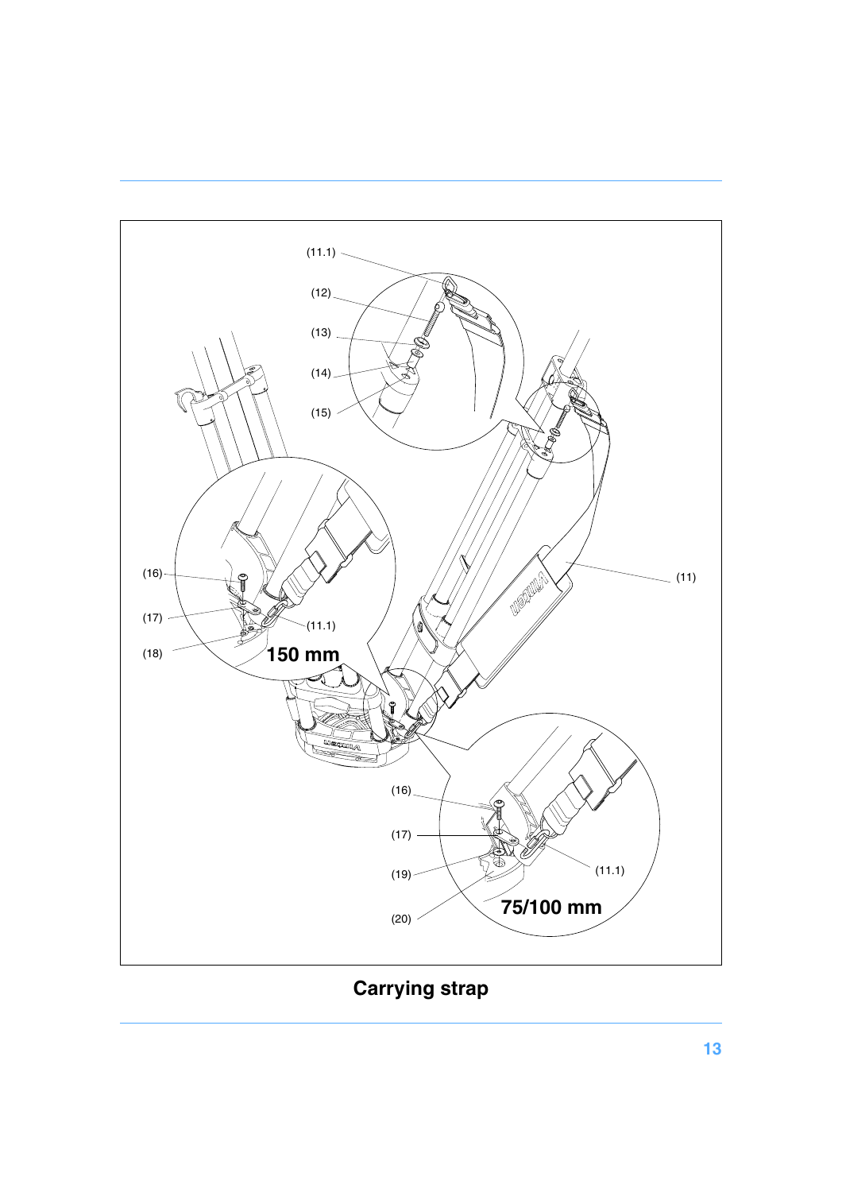(11.1)

(12)

(13)

(14)

(15)

(16)

(17)

(11.1)

(18)

150 mm

(11)

(16)

(17)

(19)

(11.1)

(20)

75/100 mm

**Carrying strap**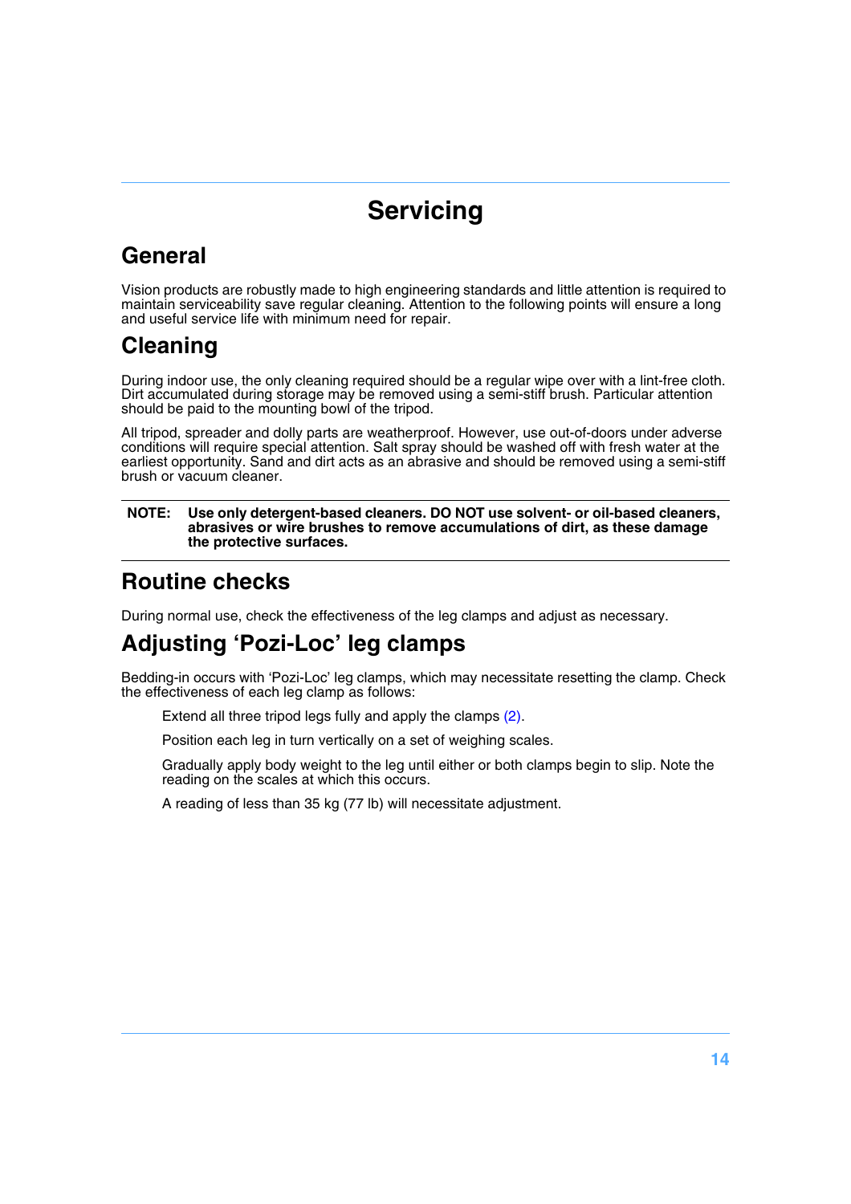# Servicing

## General

Vision products are robustly made to high engineering standards and little attention is required to maintain serviceability save regular cleaning. Attention to the following points will ensure a long and useful service life with minimum need for repair.

## Cleaning

During indoor use, the only cleaning required should be a regular wipe over with a lint-free cloth. Dirt accumulated during storage may be removed using a semi-stiff brush. Particular attention should be paid to the mounting bowl of the tripod.

All tripod, spreader and dolly parts are weatherproof. However, use out-of-doors under adverse conditions will require special attention. Salt spray should be washed off with fresh water at the earliest opportunity. Sand and dirt acts as an abrasive and should be removed using a semi-stiff brush or vacuum cleaner.

**NOTE: Use only detergent-based cleaners. DO NOT use solvent- or oil-based cleaners, abrasives or wire brushes to remove accumulations of dirt, as these damage the protective surfaces.**

## Routine checks

During normal use, check the effectiveness of the leg clamps and adjust as necessary.

## Adjusting 'Pozi-Loc' leg clamps

Bedding-in occurs with 'Pozi-Loc' leg clamps, which may necessitate resetting the clamp. Check the effectiveness of each leg clamp as follows:

Extend all three tripod legs fully and apply the clamps (2).

Position each leg in turn vertically on a set of weighing scales.

Gradually apply body weight to the leg until either or both clamps begin to slip. Note the reading on the scales at which this occurs.

A reading of less than 35 kg (77 lb) will necessitate adjustment.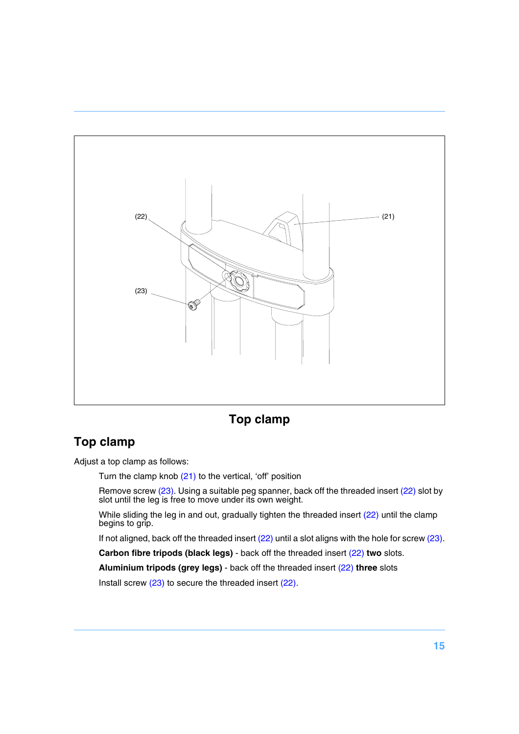(22)

(21)

(23)

**Top clamp**

## Top clamp

Adjust a top clamp as follows:

Turn the clamp knob (21) to the vertical, 'off' position

Remove screw (23). Using a suitable peg spanner, back off the threaded insert (22) slot by slot until the leg is free to move under its own weight.

While sliding the leg in and out, gradually tighten the threaded insert (22) until the clamp begins to grip.

If not aligned, back off the threaded insert (22) until a slot aligns with the hole for screw (23).

**Carbon fibre tripods (black legs)** - back off the threaded insert (22) **two** slots.

**Aluminium tripods (grey legs)** - back off the threaded insert (22) **three** slots

Install screw (23) to secure the threaded insert (22).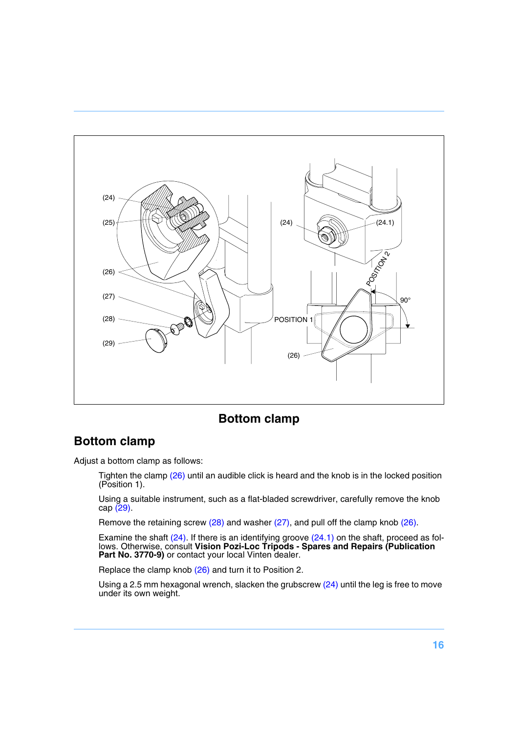Bottom clamp

## Bottom clamp

Adjust a bottom clamp as follows:

Tighten the clamp (26) until an audible click is heard and the knob is in the locked position (Position 1).

Using a suitable instrument, such as a flat-bladed screwdriver, carefully remove the knob cap (29).

Remove the retaining screw (28) and washer (27), and pull off the clamp knob (26).

Examine the shaft (24). If there is an identifying groove (24.1) on the shaft, proceed as follows. Otherwise, consult **Vision Pozi-Loc Tripods - Spares and Repairs (Publication Part No. 3770-9)** or contact your local Vinten dealer.

Replace the clamp knob (26) and turn it to Position 2.

Using a 2.5 mm hexagonal wrench, slacken the grubscrew (24) until the leg is free to move under its own weight.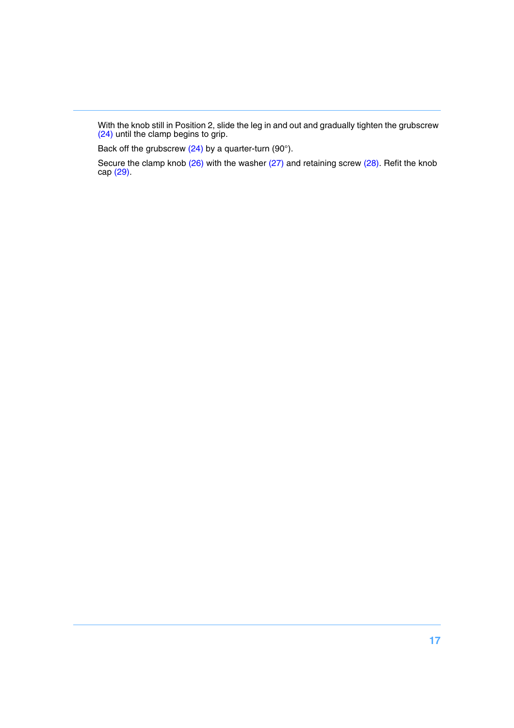With the knob still in Position 2, slide the leg in and out and gradually tighten the grubscrew (24) until the clamp begins to grip.

Back off the grubscrew (24) by a quarter-turn (90°).

Secure the clamp knob (26) with the washer (27) and retaining screw (28). Refit the knob cap (29).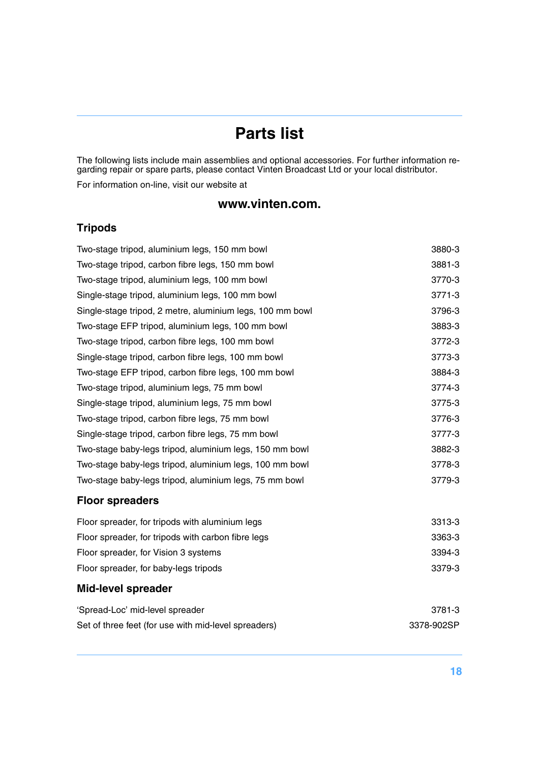# Parts list

The following lists include main assemblies and optional accessories. For further information regarding repair or spare parts, please contact Vinten Broadcast Ltd or your local distributor.

For information on-line, visit our website at

**www.vinten.com.**

## Tripods

| | |
|---|---|
| Two-stage tripod, aluminium legs, 150 mm bowl | 3880-3 |
| Two-stage tripod, carbon fibre legs, 150 mm bowl | 3881-3 |
| Two-stage tripod, aluminium legs, 100 mm bowl | 3770-3 |
| Single-stage tripod, aluminium legs, 100 mm bowl | 3771-3 |
| Single-stage tripod, 2 metre, aluminium legs, 100 mm bowl | 3796-3 |
| Two-stage EFP tripod, aluminium legs, 100 mm bowl | 3883-3 |
| Two-stage tripod, carbon fibre legs, 100 mm bowl | 3772-3 |
| Single-stage tripod, carbon fibre legs, 100 mm bowl | 3773-3 |
| Two-stage EFP tripod, carbon fibre legs, 100 mm bowl | 3884-3 |
| Two-stage tripod, aluminium legs, 75 mm bowl | 3774-3 |
| Single-stage tripod, aluminium legs, 75 mm bowl | 3775-3 |
| Two-stage tripod, carbon fibre legs, 75 mm bowl | 3776-3 |
| Single-stage tripod, carbon fibre legs, 75 mm bowl | 3777-3 |
| Two-stage baby-legs tripod, aluminium legs, 150 mm bowl | 3882-3 |
| Two-stage baby-legs tripod, aluminium legs, 100 mm bowl | 3778-3 |
| Two-stage baby-legs tripod, aluminium legs, 75 mm bowl | 3779-3 |

## Floor spreaders

| | |
|---|---|
| Floor spreader, for tripods with aluminium legs | 3313-3 |
| Floor spreader, for tripods with carbon fibre legs | 3363-3 |
| Floor spreader, for Vision 3 systems | 3394-3 |
| Floor spreader, for baby-legs tripods | 3379-3 |

## Mid-level spreader

| | |
|---|---|
| 'Spread-Loc' mid-level spreader | 3781-3 |
| Set of three feet (for use with mid-level spreaders) | 3378-902SP |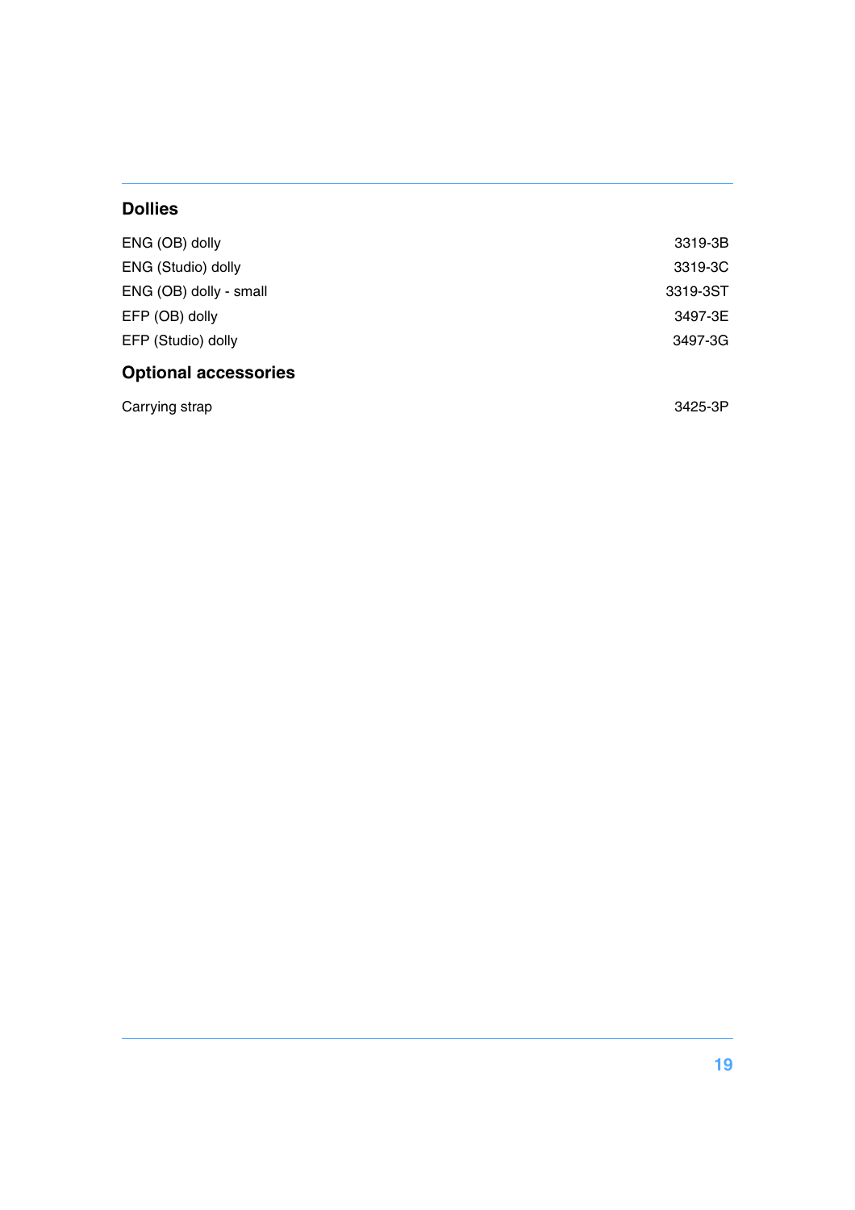## Dollies

| | |
|---|---|
| ENG (OB) dolly | 3319-3B |
| ENG (Studio) dolly | 3319-3C |
| ENG (OB) dolly - small | 3319-3ST |
| EFP (OB) dolly | 3497-3E |
| EFP (Studio) dolly | 3497-3G |

## Optional accessories

| | |
|---|---|
| Carrying strap | 3425-3P |